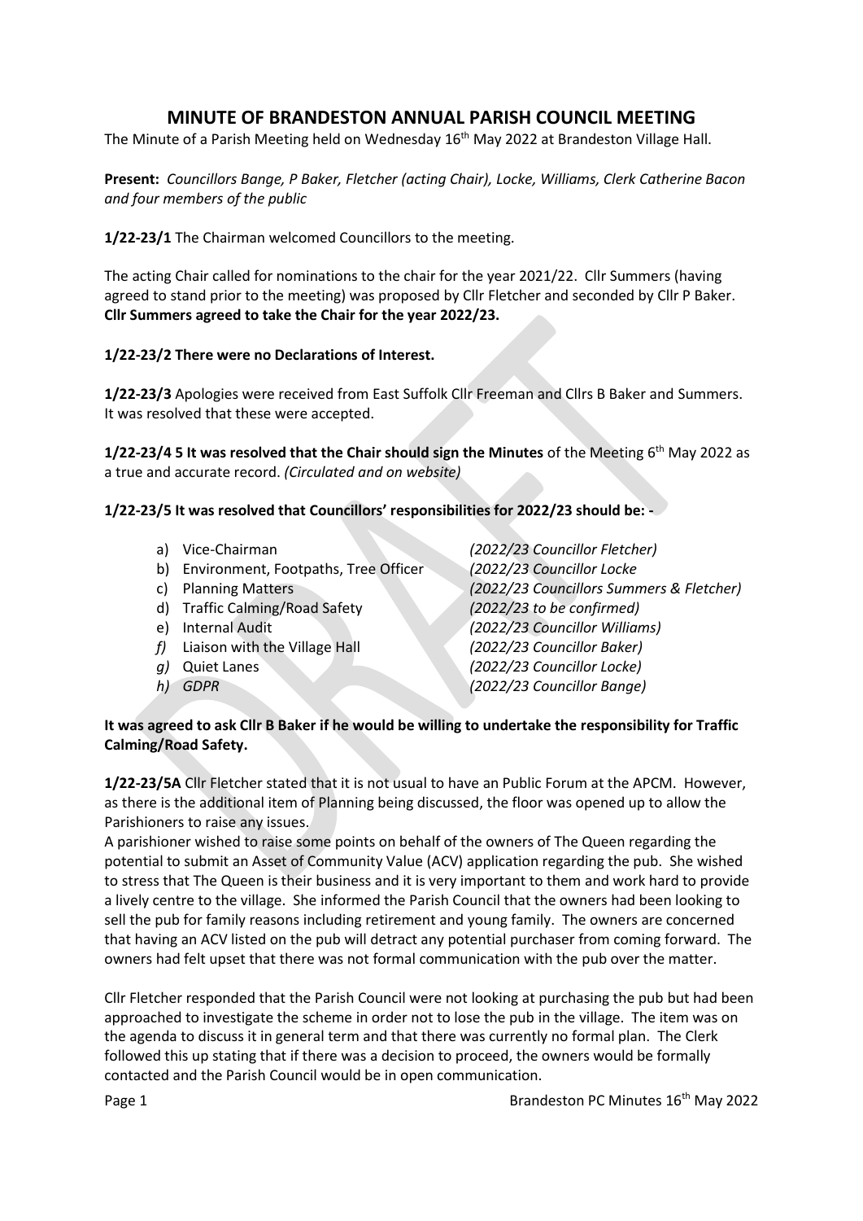# MINUTE OF BRANDESTON ANNUAL PARISH COUNCIL MEETING

The Minute of a Parish Meeting held on Wednesday 16th May 2022 at Brandeston Village Hall.

**Present:** *Councillors Bange, P Baker, Fletcher (acting Chair), Locke, Williams, Clerk Catherine Bacon and four members of the public*

**1/22-23/1** The Chairman welcomed Councillors to the meeting.

The acting Chair called for nominations to the chair for the year 2021/22. Cllr Summers (having agreed to stand prior to the meeting) was proposed by Cllr Fletcher and seconded by Cllr P Baker. **Cllr Summers agreed to take the Chair for the year 2022/23.**

**1/22-23/2 There were no Declarations of Interest.**

**1/22-23/3** Apologies were received from East Suffolk Cllr Freeman and Cllrs B Baker and Summers. It was resolved that these were accepted.

**1/22-23/4 5 It was resolved that the Chair should sign the Minutes** of the Meeting 6th May 2022 as a true and accurate record. *(Circulated and on website)*

**1/22-23/5 It was resolved that Councillors' responsibilities for 2022/23 should be: -**

| | |
|---|---|
| a) Vice-Chairman | *(2022/23 Councillor Fletcher)* |
| b) Environment, Footpaths, Tree Officer | *(2022/23 Councillor Locke* |
| c) Planning Matters | *(2022/23 Councillors Summers & Fletcher)* |
| d) Traffic Calming/Road Safety | *(2022/23 to be confirmed)* |
| e) Internal Audit | *(2022/23 Councillor Williams)* |
| *f)* Liaison with the Village Hall | *(2022/23 Councillor Baker)* |
| *g)* Quiet Lanes | *(2022/23 Councillor Locke)* |
| *h) GDPR* | *(2022/23 Councillor Bange)* |

**It was agreed to ask Cllr B Baker if he would be willing to undertake the responsibility for Traffic Calming/Road Safety.**

**1/22-23/5A** Cllr Fletcher stated that it is not usual to have an Public Forum at the APCM. However, as there is the additional item of Planning being discussed, the floor was opened up to allow the Parishioners to raise any issues.

A parishioner wished to raise some points on behalf of the owners of The Queen regarding the potential to submit an Asset of Community Value (ACV) application regarding the pub. She wished to stress that The Queen is their business and it is very important to them and work hard to provide a lively centre to the village. She informed the Parish Council that the owners had been looking to sell the pub for family reasons including retirement and young family. The owners are concerned that having an ACV listed on the pub will detract any potential purchaser from coming forward. The owners had felt upset that there was not formal communication with the pub over the matter.

Cllr Fletcher responded that the Parish Council were not looking at purchasing the pub but had been approached to investigate the scheme in order not to lose the pub in the village. The item was on the agenda to discuss it in general term and that there was currently no formal plan. The Clerk followed this up stating that if there was a decision to proceed, the owners would be formally contacted and the Parish Council would be in open communication.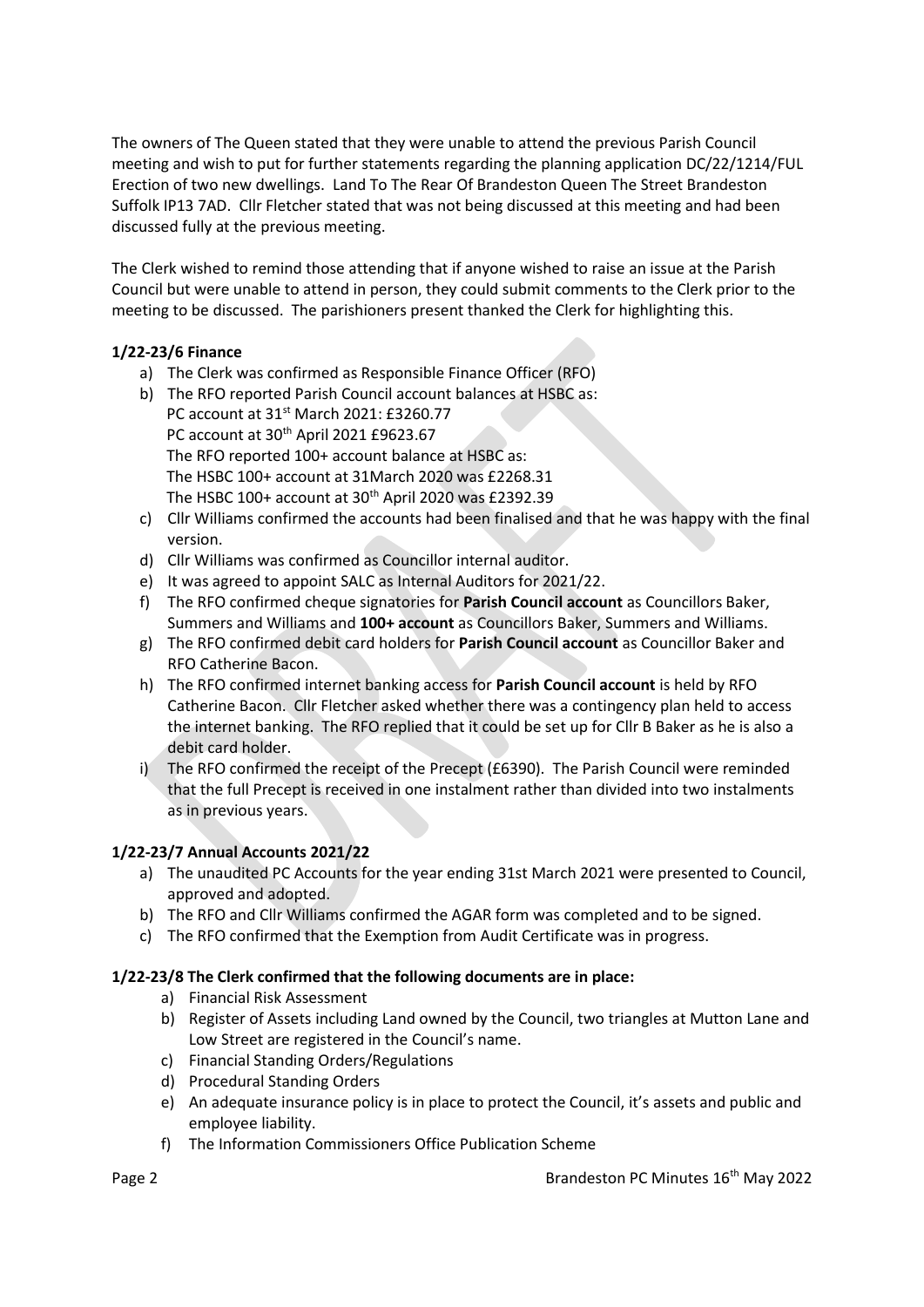The owners of The Queen stated that they were unable to attend the previous Parish Council meeting and wish to put for further statements regarding the planning application DC/22/1214/FUL Erection of two new dwellings. Land To The Rear Of Brandeston Queen The Street Brandeston Suffolk IP13 7AD. Cllr Fletcher stated that was not being discussed at this meeting and had been discussed fully at the previous meeting.

The Clerk wished to remind those attending that if anyone wished to raise an issue at the Parish Council but were unable to attend in person, they could submit comments to the Clerk prior to the meeting to be discussed. The parishioners present thanked the Clerk for highlighting this.

**1/22-23/6 Finance**

a) The Clerk was confirmed as Responsible Finance Officer (RFO)
b) The RFO reported Parish Council account balances at HSBC as:
   PC account at 31st March 2021: £3260.77
   PC account at 30th April 2021 £9623.67
   The RFO reported 100+ account balance at HSBC as:
   The HSBC 100+ account at 31March 2020 was £2268.31
   The HSBC 100+ account at 30th April 2020 was £2392.39
c) Cllr Williams confirmed the accounts had been finalised and that he was happy with the final version.
d) Cllr Williams was confirmed as Councillor internal auditor.
e) It was agreed to appoint SALC as Internal Auditors for 2021/22.
f) The RFO confirmed cheque signatories for **Parish Council account** as Councillors Baker, Summers and Williams and **100+ account** as Councillors Baker, Summers and Williams.
g) The RFO confirmed debit card holders for **Parish Council account** as Councillor Baker and RFO Catherine Bacon.
h) The RFO confirmed internet banking access for **Parish Council account** is held by RFO Catherine Bacon. Cllr Fletcher asked whether there was a contingency plan held to access the internet banking. The RFO replied that it could be set up for Cllr B Baker as he is also a debit card holder.
i) The RFO confirmed the receipt of the Precept (£6390). The Parish Council were reminded that the full Precept is received in one instalment rather than divided into two instalments as in previous years.

**1/22-23/7 Annual Accounts 2021/22**

a) The unaudited PC Accounts for the year ending 31st March 2021 were presented to Council, approved and adopted.
b) The RFO and Cllr Williams confirmed the AGAR form was completed and to be signed.
c) The RFO confirmed that the Exemption from Audit Certificate was in progress.

**1/22-23/8 The Clerk confirmed that the following documents are in place:**

a) Financial Risk Assessment
b) Register of Assets including Land owned by the Council, two triangles at Mutton Lane and Low Street are registered in the Council's name.
c) Financial Standing Orders/Regulations
d) Procedural Standing Orders
e) An adequate insurance policy is in place to protect the Council, it's assets and public and employee liability.
f) The Information Commissioners Office Publication Scheme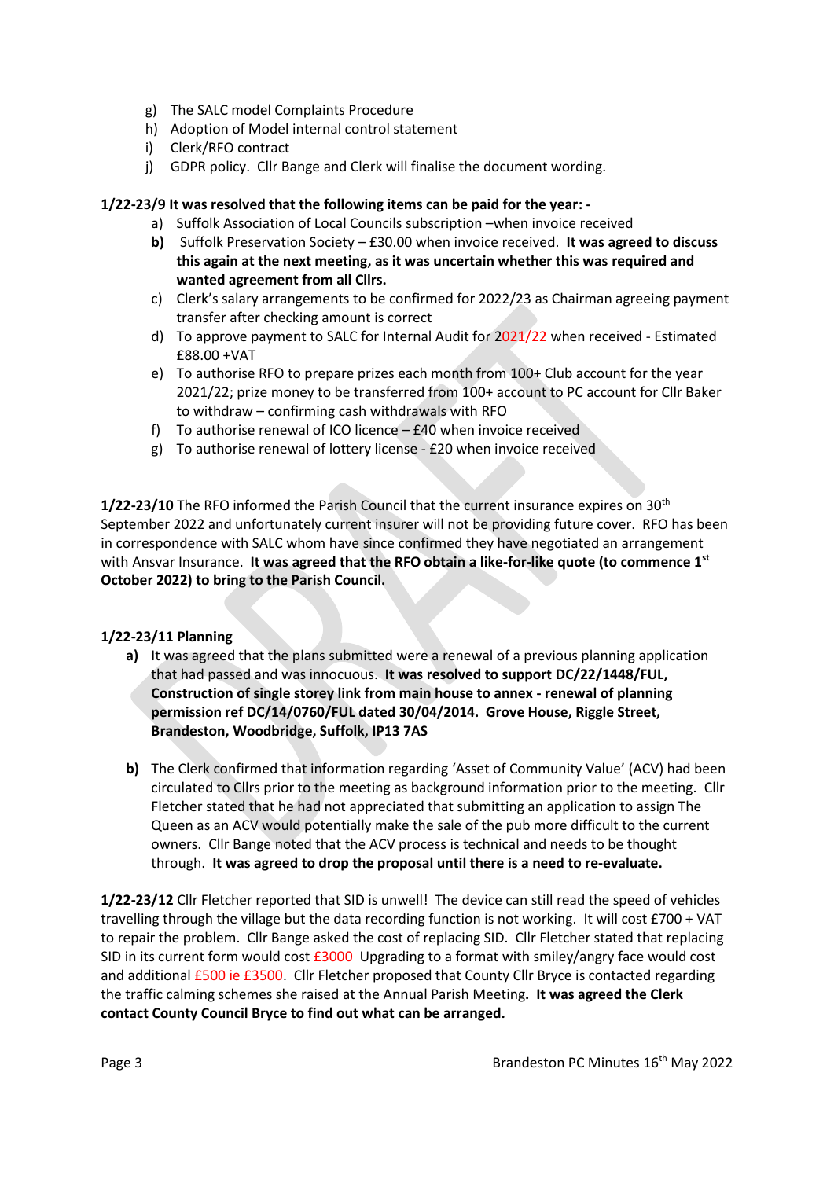g) The SALC model Complaints Procedure
h) Adoption of Model internal control statement
i) Clerk/RFO contract
j) GDPR policy. Cllr Bange and Clerk will finalise the document wording.

**1/22-23/9 It was resolved that the following items can be paid for the year: -**

a) Suffolk Association of Local Councils subscription –when invoice received
**b)** Suffolk Preservation Society – £30.00 when invoice received. **It was agreed to discuss this again at the next meeting, as it was uncertain whether this was required and wanted agreement from all Cllrs.**
c) Clerk's salary arrangements to be confirmed for 2022/23 as Chairman agreeing payment transfer after checking amount is correct
d) To approve payment to SALC for Internal Audit for 2021/22 when received - Estimated £88.00 +VAT
e) To authorise RFO to prepare prizes each month from 100+ Club account for the year 2021/22; prize money to be transferred from 100+ account to PC account for Cllr Baker to withdraw – confirming cash withdrawals with RFO
f) To authorise renewal of ICO licence – £40 when invoice received
g) To authorise renewal of lottery license - £20 when invoice received

**1/22-23/10** The RFO informed the Parish Council that the current insurance expires on 30th September 2022 and unfortunately current insurer will not be providing future cover. RFO has been in correspondence with SALC whom have since confirmed they have negotiated an arrangement with Ansvar Insurance. **It was agreed that the RFO obtain a like-for-like quote (to commence 1st October 2022) to bring to the Parish Council.**

**1/22-23/11 Planning**

**a)** It was agreed that the plans submitted were a renewal of a previous planning application that had passed and was innocuous. **It was resolved to support DC/22/1448/FUL, Construction of single storey link from main house to annex - renewal of planning permission ref DC/14/0760/FUL dated 30/04/2014. Grove House, Riggle Street, Brandeston, Woodbridge, Suffolk, IP13 7AS**

**b)** The Clerk confirmed that information regarding 'Asset of Community Value' (ACV) had been circulated to Cllrs prior to the meeting as background information prior to the meeting. Cllr Fletcher stated that he had not appreciated that submitting an application to assign The Queen as an ACV would potentially make the sale of the pub more difficult to the current owners. Cllr Bange noted that the ACV process is technical and needs to be thought through. **It was agreed to drop the proposal until there is a need to re-evaluate.**

**1/22-23/12** Cllr Fletcher reported that SID is unwell! The device can still read the speed of vehicles travelling through the village but the data recording function is not working. It will cost £700 + VAT to repair the problem. Cllr Bange asked the cost of replacing SID. Cllr Fletcher stated that replacing SID in its current form would cost £3000 Upgrading to a format with smiley/angry face would cost and additional £500 ie £3500. Cllr Fletcher proposed that County Cllr Bryce is contacted regarding the traffic calming schemes she raised at the Annual Parish Meeting**. It was agreed the Clerk contact County Council Bryce to find out what can be arranged.**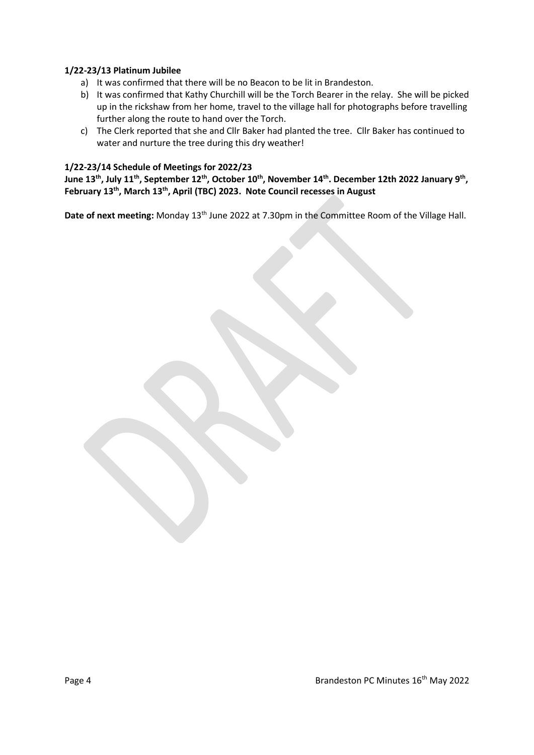**1/22-23/13 Platinum Jubilee**

a) It was confirmed that there will be no Beacon to be lit in Brandeston.
b) It was confirmed that Kathy Churchill will be the Torch Bearer in the relay. She will be picked up in the rickshaw from her home, travel to the village hall for photographs before travelling further along the route to hand over the Torch.
c) The Clerk reported that she and Cllr Baker had planted the tree. Cllr Baker has continued to water and nurture the tree during this dry weather!

**1/22-23/14 Schedule of Meetings for 2022/23**

**June 13th, July 11th, September 12th, October 10th, November 14th. December 12th 2022 January 9th, February 13th, March 13th, April (TBC) 2023. Note Council recesses in August**

**Date of next meeting:** Monday 13th June 2022 at 7.30pm in the Committee Room of the Village Hall.